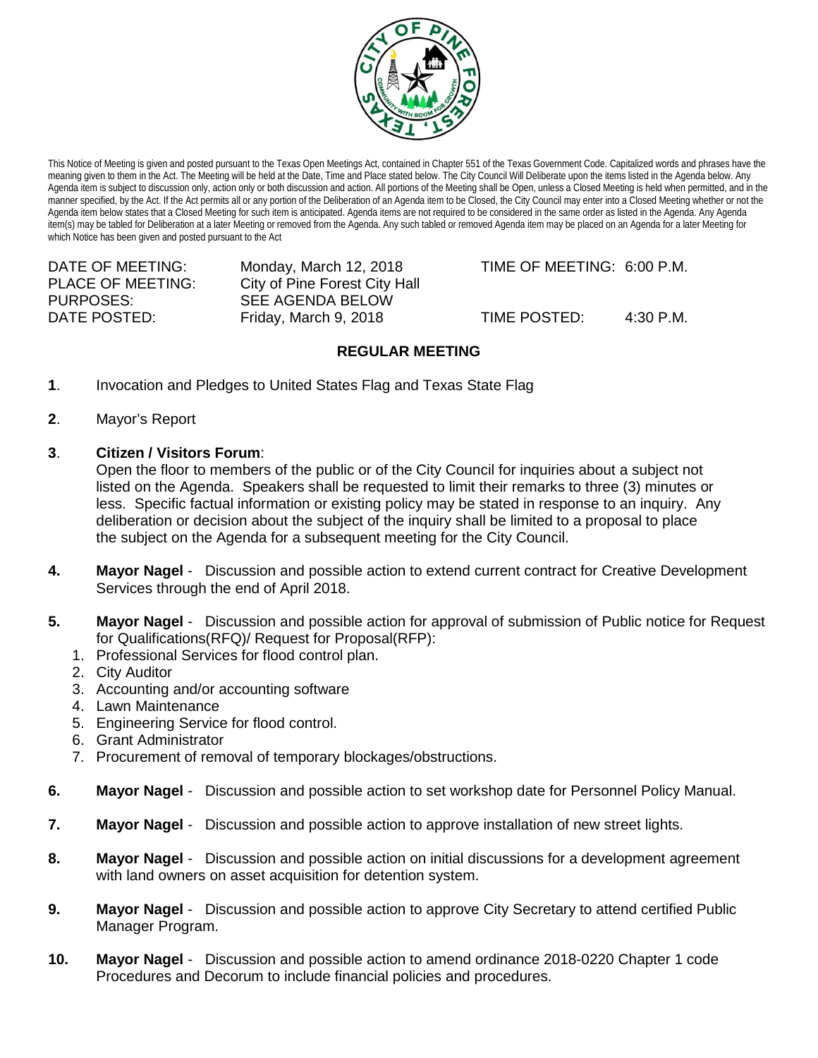This Notice of Meeting is given and posted pursuant to the Texas Open Meetings Act, contained in Chapter 551 of the Texas Government Code. Capitalized words and phrases have the meaning given to them in the Act. The Meeting will be held at the Date, Time and Place stated below. The City Council Will Deliberate upon the items listed in the Agenda below. Any Agenda item is subject to discussion only, action only or both discussion and action. All portions of the Meeting shall be Open, unless a Closed Meeting is held when permitted, and in the manner specified, by the Act. If the Act permits all or any portion of the Deliberation of an Agenda item to be Closed, the City Council may enter into a Closed Meeting whether or not the Agenda item below states that a Closed Meeting for such item is anticipated. Agenda items are not required to be considered in the same order as listed in the Agenda. Any Agenda item(s) may be tabled for Deliberation at a later Meeting or removed from the Agenda. Any such tabled or removed Agenda item may be placed on an Agenda for a later Meeting for which Notice has been given and posted pursuant to the Act

| | | | |
|---|---|---|---|
| DATE OF MEETING: | Monday, March 12, 2018 | TIME OF MEETING: | 6:00 P.M. |
| PLACE OF MEETING: | City of Pine Forest City Hall | | |
| PURPOSES: | SEE AGENDA BELOW | | |
| DATE POSTED: | Friday, March 9, 2018 | TIME POSTED: | 4:30 P.M. |

## REGULAR MEETING

**1**. Invocation and Pledges to United States Flag and Texas State Flag

**2**. Mayor's Report

**3**. **Citizen / Visitors Forum**:
Open the floor to members of the public or of the City Council for inquiries about a subject not listed on the Agenda. Speakers shall be requested to limit their remarks to three (3) minutes or less. Specific factual information or existing policy may be stated in response to an inquiry. Any deliberation or decision about the subject of the inquiry shall be limited to a proposal to place the subject on the Agenda for a subsequent meeting for the City Council.

**4.** **Mayor Nagel** - Discussion and possible action to extend current contract for Creative Development Services through the end of April 2018.

**5.** **Mayor Nagel** - Discussion and possible action for approval of submission of Public notice for Request for Qualifications(RFQ)/ Request for Proposal(RFP):
1. Professional Services for flood control plan.
2. City Auditor
3. Accounting and/or accounting software
4. Lawn Maintenance
5. Engineering Service for flood control.
6. Grant Administrator
7. Procurement of removal of temporary blockages/obstructions.

**6.** **Mayor Nagel** - Discussion and possible action to set workshop date for Personnel Policy Manual.

**7.** **Mayor Nagel** - Discussion and possible action to approve installation of new street lights.

**8.** **Mayor Nagel** - Discussion and possible action on initial discussions for a development agreement with land owners on asset acquisition for detention system.

**9.** **Mayor Nagel** - Discussion and possible action to approve City Secretary to attend certified Public Manager Program.

**10.** **Mayor Nagel** - Discussion and possible action to amend ordinance 2018-0220 Chapter 1 code Procedures and Decorum to include financial policies and procedures.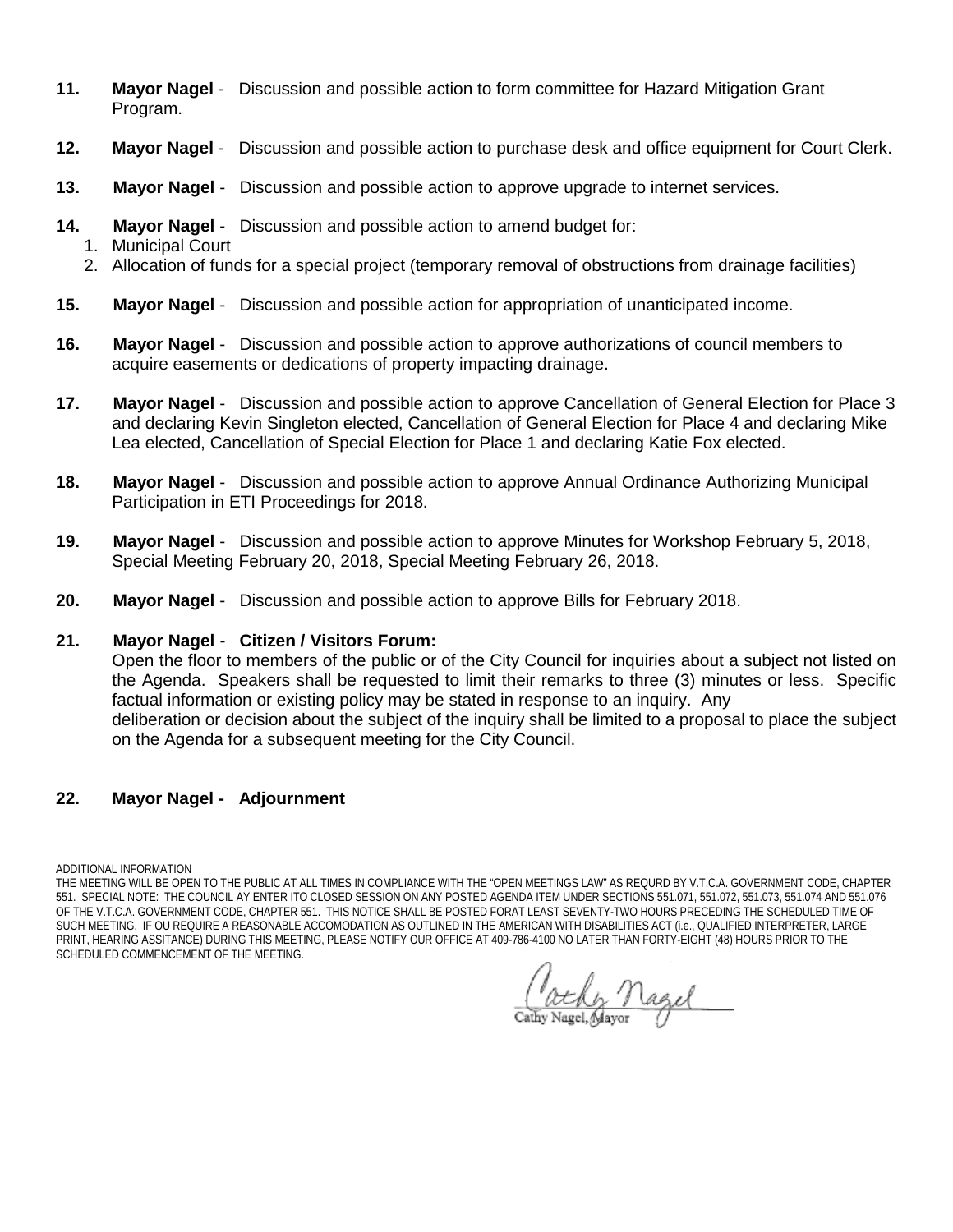**11.** **Mayor Nagel** - Discussion and possible action to form committee for Hazard Mitigation Grant Program.

**12.** **Mayor Nagel** - Discussion and possible action to purchase desk and office equipment for Court Clerk.

**13.** **Mayor Nagel** - Discussion and possible action to approve upgrade to internet services.

**14.** **Mayor Nagel** - Discussion and possible action to amend budget for:

1. Municipal Court
2. Allocation of funds for a special project (temporary removal of obstructions from drainage facilities)

**15.** **Mayor Nagel** - Discussion and possible action for appropriation of unanticipated income.

**16.** **Mayor Nagel** - Discussion and possible action to approve authorizations of council members to acquire easements or dedications of property impacting drainage.

**17.** **Mayor Nagel** - Discussion and possible action to approve Cancellation of General Election for Place 3 and declaring Kevin Singleton elected, Cancellation of General Election for Place 4 and declaring Mike Lea elected, Cancellation of Special Election for Place 1 and declaring Katie Fox elected.

**18.** **Mayor Nagel** - Discussion and possible action to approve Annual Ordinance Authorizing Municipal Participation in ETI Proceedings for 2018.

**19.** **Mayor Nagel** - Discussion and possible action to approve Minutes for Workshop February 5, 2018, Special Meeting February 20, 2018, Special Meeting February 26, 2018.

**20.** **Mayor Nagel** - Discussion and possible action to approve Bills for February 2018.

**21.** **Mayor Nagel** - **Citizen / Visitors Forum:**
Open the floor to members of the public or of the City Council for inquiries about a subject not listed on the Agenda. Speakers shall be requested to limit their remarks to three (3) minutes or less. Specific factual information or existing policy may be stated in response to an inquiry. Any deliberation or decision about the subject of the inquiry shall be limited to a proposal to place the subject on the Agenda for a subsequent meeting for the City Council.

**22.** **Mayor Nagel - Adjournment**

ADDITIONAL INFORMATION

THE MEETING WILL BE OPEN TO THE PUBLIC AT ALL TIMES IN COMPLIANCE WITH THE "OPEN MEETINGS LAW" AS REQURD BY V.T.C.A. GOVERNMENT CODE, CHAPTER 551. SPECIAL NOTE: THE COUNCIL AY ENTER ITO CLOSED SESSION ON ANY POSTED AGENDA ITEM UNDER SECTIONS 551.071, 551.072, 551.073, 551.074 AND 551.076 OF THE V.T.C.A. GOVERNMENT CODE, CHAPTER 551. THIS NOTICE SHALL BE POSTED FORAT LEAST SEVENTY-TWO HOURS PRECEDING THE SCHEDULED TIME OF SUCH MEETING. IF OU REQUIRE A REASONABLE ACCOMODATION AS OUTLINED IN THE AMERICAN WITH DISABILITIES ACT (i.e., QUALIFIED INTERPRETER, LARGE PRINT, HEARING ASSITANCE) DURING THIS MEETING, PLEASE NOTIFY OUR OFFICE AT 409-786-4100 NO LATER THAN FORTY-EIGHT (48) HOURS PRIOR TO THE SCHEDULED COMMENCEMENT OF THE MEETING.

Cathy Nagel

Cathy Nagel, Mayor